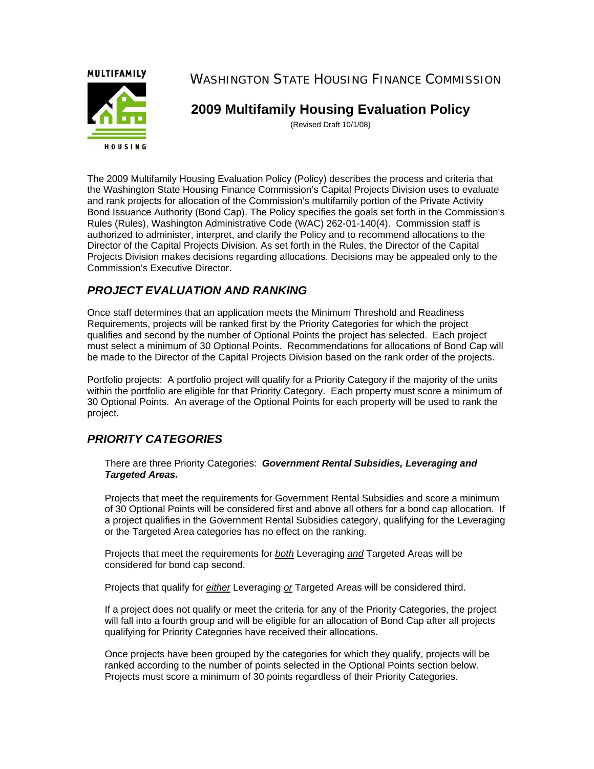MULTIFAMILY HOUSING

# WASHINGTON STATE HOUSING FINANCE COMMISSION

## 2009 Multifamily Housing Evaluation Policy

(Revised Draft 10/1/08)

The 2009 Multifamily Housing Evaluation Policy (Policy) describes the process and criteria that the Washington State Housing Finance Commission's Capital Projects Division uses to evaluate and rank projects for allocation of the Commission's multifamily portion of the Private Activity Bond Issuance Authority (Bond Cap). The Policy specifies the goals set forth in the Commission's Rules (Rules), Washington Administrative Code (WAC) 262-01-140(4). Commission staff is authorized to administer, interpret, and clarify the Policy and to recommend allocations to the Director of the Capital Projects Division. As set forth in the Rules, the Director of the Capital Projects Division makes decisions regarding allocations. Decisions may be appealed only to the Commission's Executive Director.

## *PROJECT EVALUATION AND RANKING*

Once staff determines that an application meets the Minimum Threshold and Readiness Requirements, projects will be ranked first by the Priority Categories for which the project qualifies and second by the number of Optional Points the project has selected. Each project must select a minimum of 30 Optional Points. Recommendations for allocations of Bond Cap will be made to the Director of the Capital Projects Division based on the rank order of the projects.

Portfolio projects: A portfolio project will qualify for a Priority Category if the majority of the units within the portfolio are eligible for that Priority Category. Each property must score a minimum of 30 Optional Points. An average of the Optional Points for each property will be used to rank the project.

## *PRIORITY CATEGORIES*

There are three Priority Categories: ***Government Rental Subsidies, Leveraging and Targeted Areas.***

Projects that meet the requirements for Government Rental Subsidies and score a minimum of 30 Optional Points will be considered first and above all others for a bond cap allocation. If a project qualifies in the Government Rental Subsidies category, qualifying for the Leveraging or the Targeted Area categories has no effect on the ranking.

Projects that meet the requirements for *both* Leveraging *and* Targeted Areas will be considered for bond cap second.

Projects that qualify for *either* Leveraging *or* Targeted Areas will be considered third.

If a project does not qualify or meet the criteria for any of the Priority Categories, the project will fall into a fourth group and will be eligible for an allocation of Bond Cap after all projects qualifying for Priority Categories have received their allocations.

Once projects have been grouped by the categories for which they qualify, projects will be ranked according to the number of points selected in the Optional Points section below. Projects must score a minimum of 30 points regardless of their Priority Categories.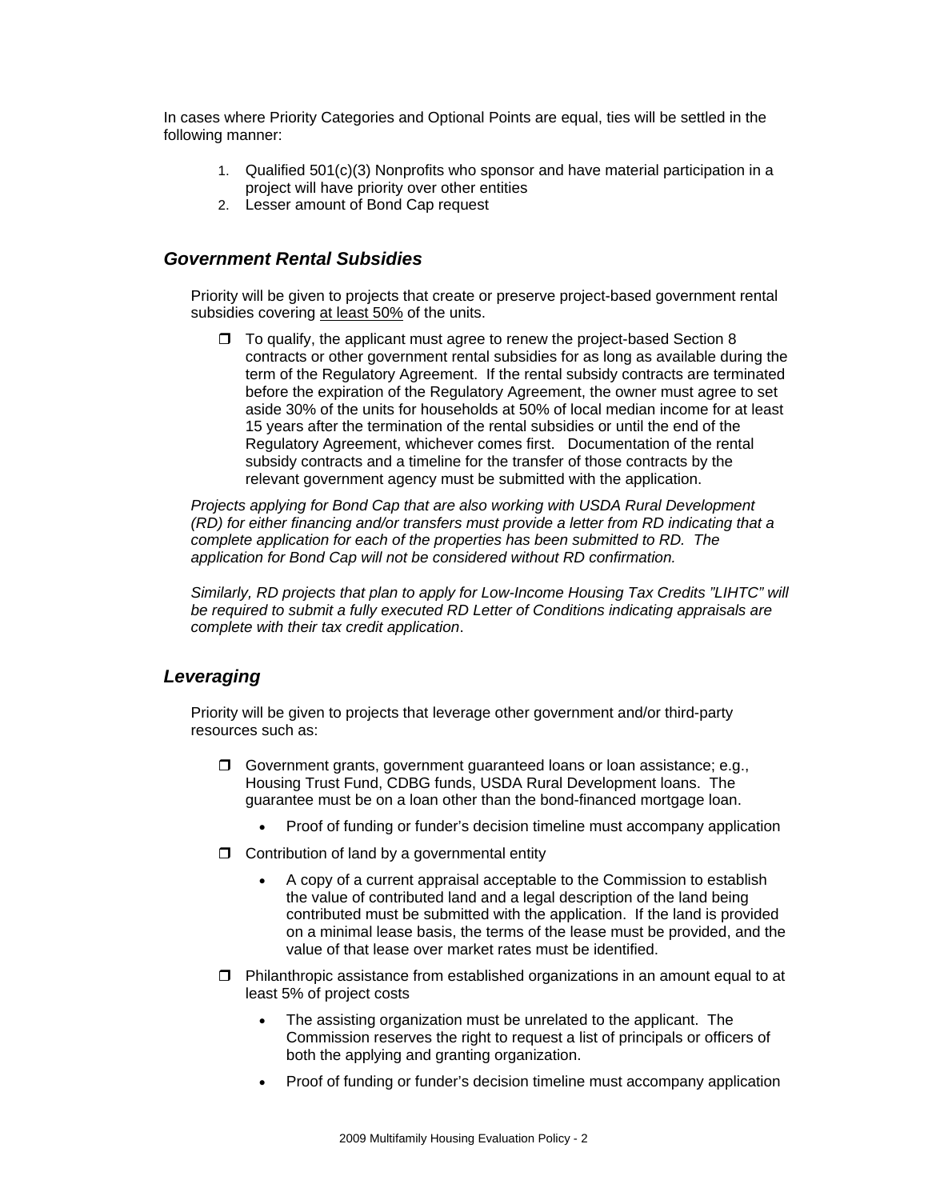In cases where Priority Categories and Optional Points are equal, ties will be settled in the following manner:

1. Qualified 501(c)(3) Nonprofits who sponsor and have material participation in a project will have priority over other entities
2. Lesser amount of Bond Cap request

## *Government Rental Subsidies*

Priority will be given to projects that create or preserve project-based government rental subsidies covering <u>at least 50%</u> of the units.

- ❒ To qualify, the applicant must agree to renew the project-based Section 8 contracts or other government rental subsidies for as long as available during the term of the Regulatory Agreement. If the rental subsidy contracts are terminated before the expiration of the Regulatory Agreement, the owner must agree to set aside 30% of the units for households at 50% of local median income for at least 15 years after the termination of the rental subsidies or until the end of the Regulatory Agreement, whichever comes first. Documentation of the rental subsidy contracts and a timeline for the transfer of those contracts by the relevant government agency must be submitted with the application.

*Projects applying for Bond Cap that are also working with USDA Rural Development (RD) for either financing and/or transfers must provide a letter from RD indicating that a complete application for each of the properties has been submitted to RD. The application for Bond Cap will not be considered without RD confirmation.*

*Similarly, RD projects that plan to apply for Low-Income Housing Tax Credits "LIHTC" will be required to submit a fully executed RD Letter of Conditions indicating appraisals are complete with their tax credit application*.

## *Leveraging*

Priority will be given to projects that leverage other government and/or third-party resources such as:

- ❒ Government grants, government guaranteed loans or loan assistance; e.g., Housing Trust Fund, CDBG funds, USDA Rural Development loans. The guarantee must be on a loan other than the bond-financed mortgage loan.
  - Proof of funding or funder's decision timeline must accompany application
- ❒ Contribution of land by a governmental entity
  - A copy of a current appraisal acceptable to the Commission to establish the value of contributed land and a legal description of the land being contributed must be submitted with the application. If the land is provided on a minimal lease basis, the terms of the lease must be provided, and the value of that lease over market rates must be identified.
- ❒ Philanthropic assistance from established organizations in an amount equal to at least 5% of project costs
  - The assisting organization must be unrelated to the applicant. The Commission reserves the right to request a list of principals or officers of both the applying and granting organization.
  - Proof of funding or funder's decision timeline must accompany application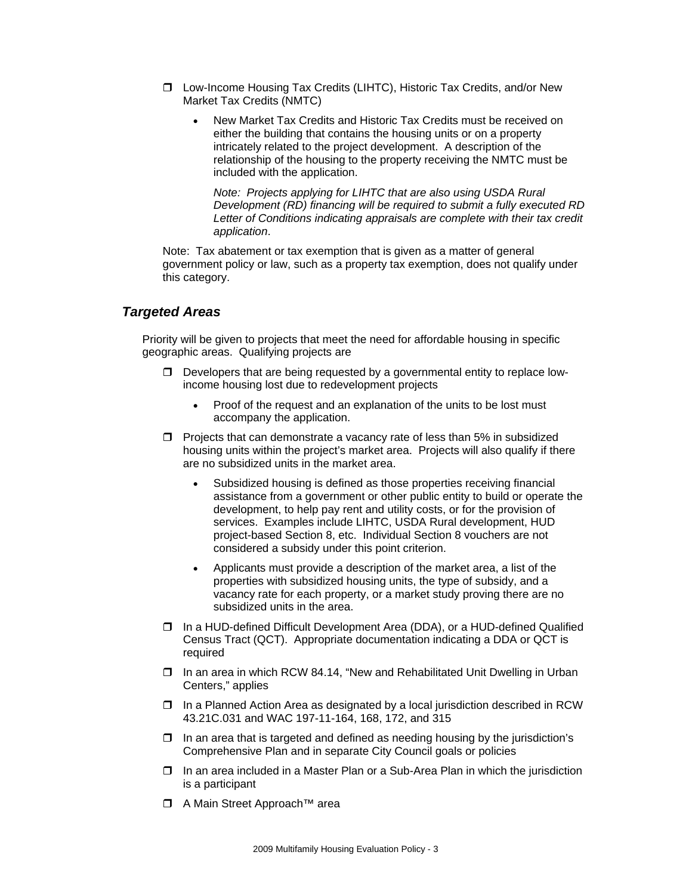- ☐ Low-Income Housing Tax Credits (LIHTC), Historic Tax Credits, and/or New Market Tax Credits (NMTC)
  - New Market Tax Credits and Historic Tax Credits must be received on either the building that contains the housing units or on a property intricately related to the project development. A description of the relationship of the housing to the property receiving the NMTC must be included with the application.

    *Note: Projects applying for LIHTC that are also using USDA Rural Development (RD) financing will be required to submit a fully executed RD Letter of Conditions indicating appraisals are complete with their tax credit application*.

Note: Tax abatement or tax exemption that is given as a matter of general government policy or law, such as a property tax exemption, does not qualify under this category.

### *Targeted Areas*

Priority will be given to projects that meet the need for affordable housing in specific geographic areas. Qualifying projects are

- ☐ Developers that are being requested by a governmental entity to replace low-income housing lost due to redevelopment projects
  - Proof of the request and an explanation of the units to be lost must accompany the application.
- ☐ Projects that can demonstrate a vacancy rate of less than 5% in subsidized housing units within the project's market area. Projects will also qualify if there are no subsidized units in the market area.
  - Subsidized housing is defined as those properties receiving financial assistance from a government or other public entity to build or operate the development, to help pay rent and utility costs, or for the provision of services. Examples include LIHTC, USDA Rural development, HUD project-based Section 8, etc. Individual Section 8 vouchers are not considered a subsidy under this point criterion.
  - Applicants must provide a description of the market area, a list of the properties with subsidized housing units, the type of subsidy, and a vacancy rate for each property, or a market study proving there are no subsidized units in the area.
- ☐ In a HUD-defined Difficult Development Area (DDA), or a HUD-defined Qualified Census Tract (QCT). Appropriate documentation indicating a DDA or QCT is required
- ☐ In an area in which RCW 84.14, "New and Rehabilitated Unit Dwelling in Urban Centers," applies
- ☐ In a Planned Action Area as designated by a local jurisdiction described in RCW 43.21C.031 and WAC 197-11-164, 168, 172, and 315
- ☐ In an area that is targeted and defined as needing housing by the jurisdiction's Comprehensive Plan and in separate City Council goals or policies
- ☐ In an area included in a Master Plan or a Sub-Area Plan in which the jurisdiction is a participant
- ☐ A Main Street Approach™ area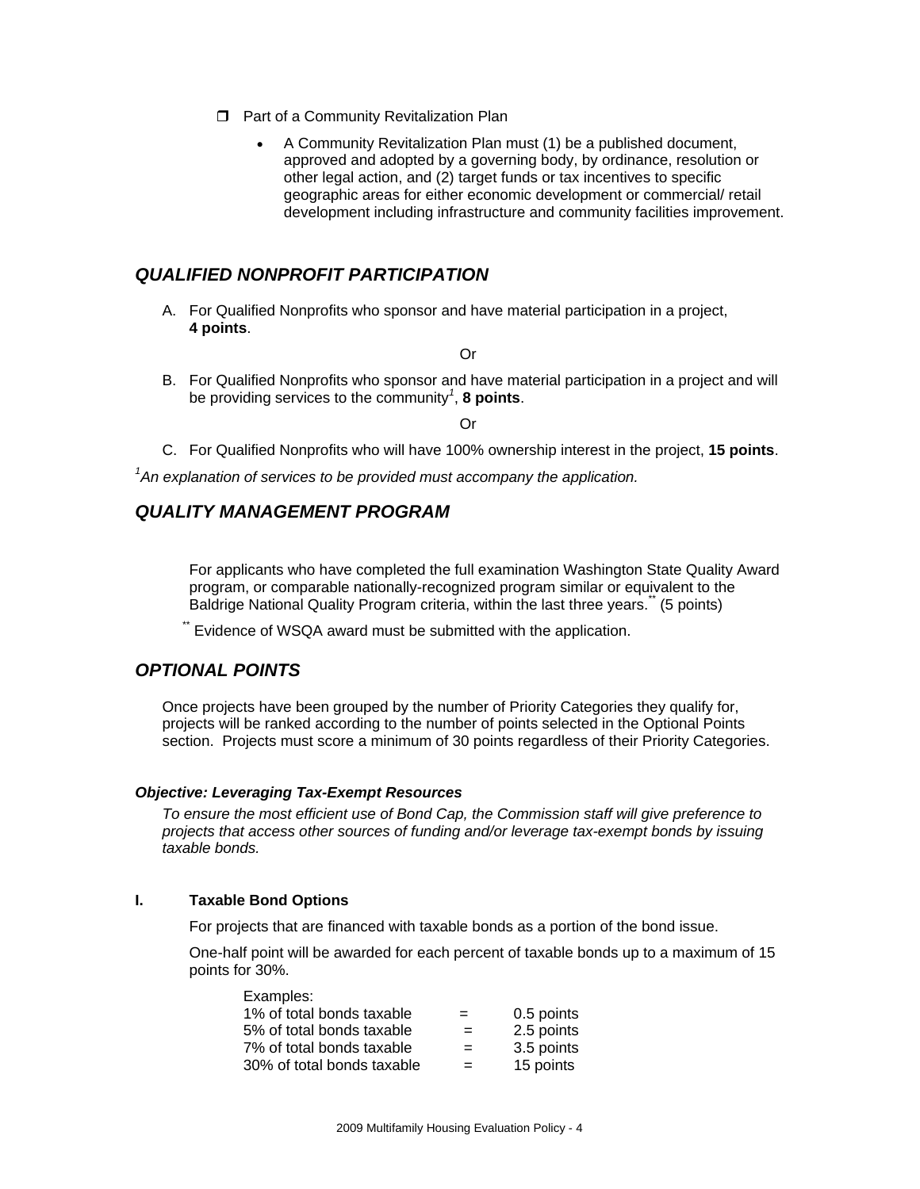- ❒ Part of a Community Revitalization Plan
  - A Community Revitalization Plan must (1) be a published document, approved and adopted by a governing body, by ordinance, resolution or other legal action, and (2) target funds or tax incentives to specific geographic areas for either economic development or commercial/ retail development including infrastructure and community facilities improvement.

## *QUALIFIED NONPROFIT PARTICIPATION*

A. For Qualified Nonprofits who sponsor and have material participation in a project, **4 points**.

Or

B. For Qualified Nonprofits who sponsor and have material participation in a project and will be providing services to the community[1], **8 points**.

Or

C. For Qualified Nonprofits who will have 100% ownership interest in the project, **15 points**.

*[1]An explanation of services to be provided must accompany the application.*

## *QUALITY MANAGEMENT PROGRAM*

For applicants who have completed the full examination Washington State Quality Award program, or comparable nationally-recognized program similar or equivalent to the Baldrige National Quality Program criteria, within the last three years.[**] (5 points)

[**] Evidence of WSQA award must be submitted with the application.

## *OPTIONAL POINTS*

Once projects have been grouped by the number of Priority Categories they qualify for, projects will be ranked according to the number of points selected in the Optional Points section. Projects must score a minimum of 30 points regardless of their Priority Categories.

#### *Objective: Leveraging Tax-Exempt Resources*

*To ensure the most efficient use of Bond Cap, the Commission staff will give preference to projects that access other sources of funding and/or leverage tax-exempt bonds by issuing taxable bonds.*

### I. Taxable Bond Options

For projects that are financed with taxable bonds as a portion of the bond issue.

One-half point will be awarded for each percent of taxable bonds up to a maximum of 15 points for 30%.

Examples:

| | | |
|---|---|---|
| 1% of total bonds taxable | = | 0.5 points |
| 5% of total bonds taxable | = | 2.5 points |
| 7% of total bonds taxable | = | 3.5 points |
| 30% of total bonds taxable | = | 15 points |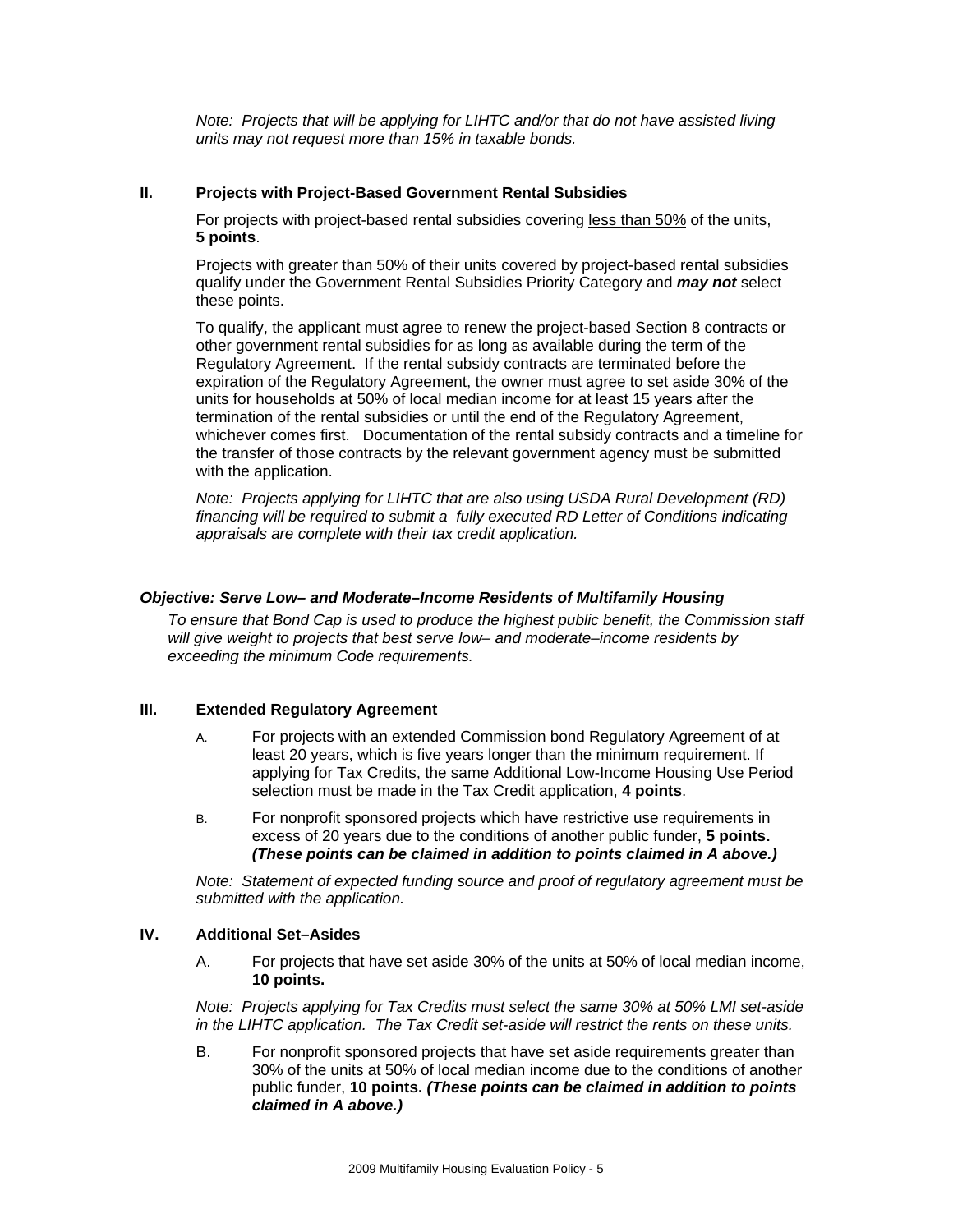*Note: Projects that will be applying for LIHTC and/or that do not have assisted living units may not request more than 15% in taxable bonds.*

### II. Projects with Project-Based Government Rental Subsidies

For projects with project-based rental subsidies covering <u>less than 50%</u> of the units, **5 points**.

Projects with greater than 50% of their units covered by project-based rental subsidies qualify under the Government Rental Subsidies Priority Category and ***may not*** select these points.

To qualify, the applicant must agree to renew the project-based Section 8 contracts or other government rental subsidies for as long as available during the term of the Regulatory Agreement. If the rental subsidy contracts are terminated before the expiration of the Regulatory Agreement, the owner must agree to set aside 30% of the units for households at 50% of local median income for at least 15 years after the termination of the rental subsidies or until the end of the Regulatory Agreement, whichever comes first. Documentation of the rental subsidy contracts and a timeline for the transfer of those contracts by the relevant government agency must be submitted with the application.

*Note: Projects applying for LIHTC that are also using USDA Rural Development (RD) financing will be required to submit a fully executed RD Letter of Conditions indicating appraisals are complete with their tax credit application.*

***Objective: Serve Low– and Moderate–Income Residents of Multifamily Housing***

*To ensure that Bond Cap is used to produce the highest public benefit, the Commission staff will give weight to projects that best serve low– and moderate–income residents by exceeding the minimum Code requirements.*

### III. Extended Regulatory Agreement

A. For projects with an extended Commission bond Regulatory Agreement of at least 20 years, which is five years longer than the minimum requirement. If applying for Tax Credits, the same Additional Low-Income Housing Use Period selection must be made in the Tax Credit application, **4 points**.

B. For nonprofit sponsored projects which have restrictive use requirements in excess of 20 years due to the conditions of another public funder, **5 points.** ***(These points can be claimed in addition to points claimed in A above.)***

*Note: Statement of expected funding source and proof of regulatory agreement must be submitted with the application.*

### IV. Additional Set–Asides

A. For projects that have set aside 30% of the units at 50% of local median income, **10 points.**

*Note: Projects applying for Tax Credits must select the same 30% at 50% LMI set-aside in the LIHTC application. The Tax Credit set-aside will restrict the rents on these units.*

B. For nonprofit sponsored projects that have set aside requirements greater than 30% of the units at 50% of local median income due to the conditions of another public funder, **10 points.** ***(These points can be claimed in addition to points claimed in A above.)***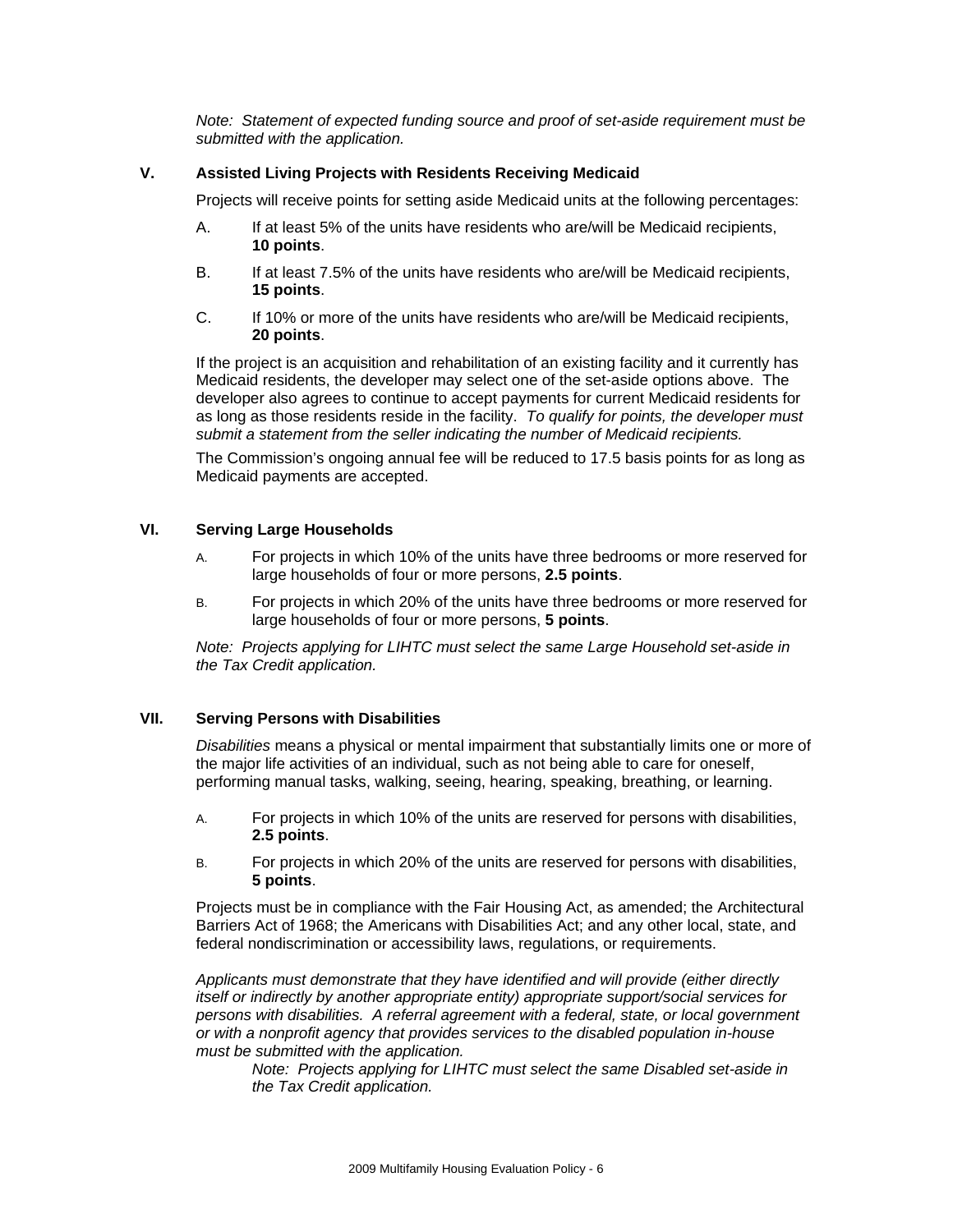*Note: Statement of expected funding source and proof of set-aside requirement must be submitted with the application.*

## V. Assisted Living Projects with Residents Receiving Medicaid

Projects will receive points for setting aside Medicaid units at the following percentages:

A. If at least 5% of the units have residents who are/will be Medicaid recipients, **10 points**.

B. If at least 7.5% of the units have residents who are/will be Medicaid recipients, **15 points**.

C. If 10% or more of the units have residents who are/will be Medicaid recipients, **20 points**.

If the project is an acquisition and rehabilitation of an existing facility and it currently has Medicaid residents, the developer may select one of the set-aside options above. The developer also agrees to continue to accept payments for current Medicaid residents for as long as those residents reside in the facility. *To qualify for points, the developer must submit a statement from the seller indicating the number of Medicaid recipients.*

The Commission's ongoing annual fee will be reduced to 17.5 basis points for as long as Medicaid payments are accepted.

## VI. Serving Large Households

A. For projects in which 10% of the units have three bedrooms or more reserved for large households of four or more persons, **2.5 points**.

B. For projects in which 20% of the units have three bedrooms or more reserved for large households of four or more persons, **5 points**.

*Note: Projects applying for LIHTC must select the same Large Household set-aside in the Tax Credit application.*

## VII. Serving Persons with Disabilities

*Disabilities* means a physical or mental impairment that substantially limits one or more of the major life activities of an individual, such as not being able to care for oneself, performing manual tasks, walking, seeing, hearing, speaking, breathing, or learning.

A. For projects in which 10% of the units are reserved for persons with disabilities, **2.5 points**.

B. For projects in which 20% of the units are reserved for persons with disabilities, **5 points**.

Projects must be in compliance with the Fair Housing Act, as amended; the Architectural Barriers Act of 1968; the Americans with Disabilities Act; and any other local, state, and federal nondiscrimination or accessibility laws, regulations, or requirements.

*Applicants must demonstrate that they have identified and will provide (either directly itself or indirectly by another appropriate entity) appropriate support/social services for persons with disabilities. A referral agreement with a federal, state, or local government or with a nonprofit agency that provides services to the disabled population in-house must be submitted with the application.*

*Note: Projects applying for LIHTC must select the same Disabled set-aside in the Tax Credit application.*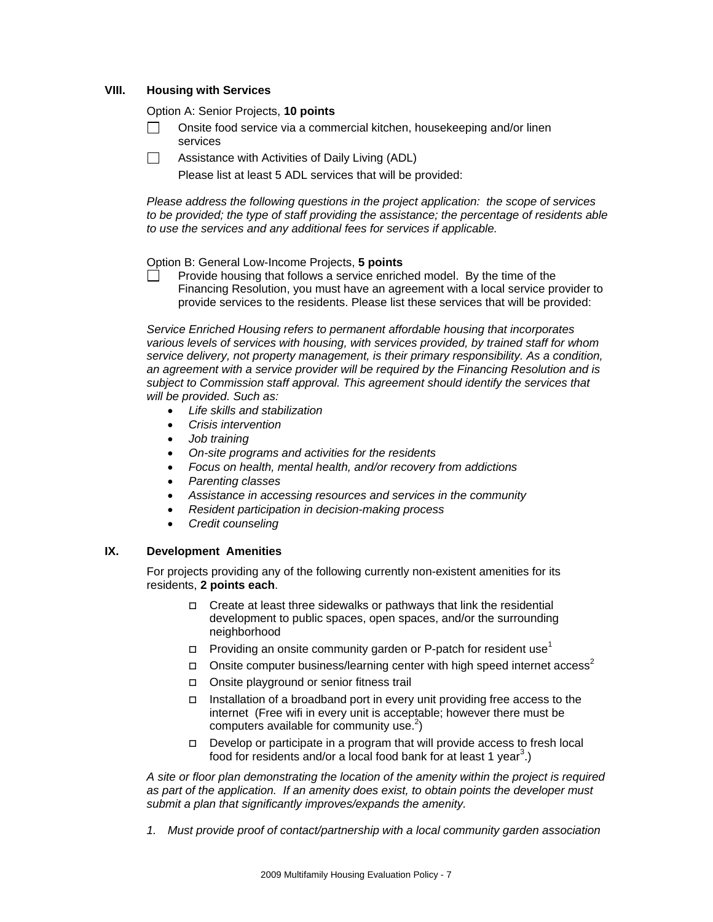## VIII. Housing with Services

Option A: Senior Projects, **10 points**

- ☐ Onsite food service via a commercial kitchen, housekeeping and/or linen services
- ☐ Assistance with Activities of Daily Living (ADL)

  Please list at least 5 ADL services that will be provided:

*Please address the following questions in the project application: the scope of services to be provided; the type of staff providing the assistance; the percentage of residents able to use the services and any additional fees for services if applicable.*

Option B: General Low-Income Projects, **5 points**

- ☐ Provide housing that follows a service enriched model. By the time of the Financing Resolution, you must have an agreement with a local service provider to provide services to the residents. Please list these services that will be provided:

*Service Enriched Housing refers to permanent affordable housing that incorporates various levels of services with housing, with services provided, by trained staff for whom service delivery, not property management, is their primary responsibility. As a condition, an agreement with a service provider will be required by the Financing Resolution and is subject to Commission staff approval. This agreement should identify the services that will be provided. Such as:*

- *Life skills and stabilization*
- *Crisis intervention*
- *Job training*
- *On-site programs and activities for the residents*
- *Focus on health, mental health, and/or recovery from addictions*
- *Parenting classes*
- *Assistance in accessing resources and services in the community*
- *Resident participation in decision-making process*
- *Credit counseling*

## IX. Development Amenities

For projects providing any of the following currently non-existent amenities for its residents, **2 points each**.

- ☐ Create at least three sidewalks or pathways that link the residential development to public spaces, open spaces, and/or the surrounding neighborhood
- ☐ Providing an onsite community garden or P-patch for resident use[1]
- ☐ Onsite computer business/learning center with high speed internet access[2]
- ☐ Onsite playground or senior fitness trail
- ☐ Installation of a broadband port in every unit providing free access to the internet (Free wifi in every unit is acceptable; however there must be computers available for community use.[2])
- ☐ Develop or participate in a program that will provide access to fresh local food for residents and/or a local food bank for at least 1 year[3].)

*A site or floor plan demonstrating the location of the amenity within the project is required as part of the application. If an amenity does exist, to obtain points the developer must submit a plan that significantly improves/expands the amenity.*

1. *Must provide proof of contact/partnership with a local community garden association*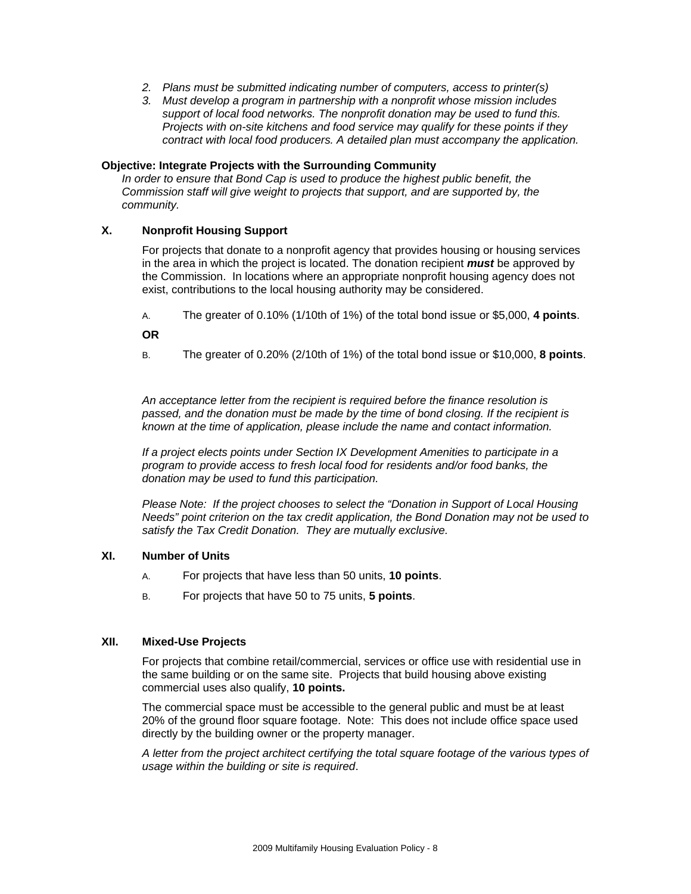2. *Plans must be submitted indicating number of computers, access to printer(s)*
3. *Must develop a program in partnership with a nonprofit whose mission includes support of local food networks. The nonprofit donation may be used to fund this. Projects with on-site kitchens and food service may qualify for these points if they contract with local food producers. A detailed plan must accompany the application.*

**Objective: Integrate Projects with the Surrounding Community**

*In order to ensure that Bond Cap is used to produce the highest public benefit, the Commission staff will give weight to projects that support, and are supported by, the community.*

## X. Nonprofit Housing Support

For projects that donate to a nonprofit agency that provides housing or housing services in the area in which the project is located. The donation recipient ***must*** be approved by the Commission. In locations where an appropriate nonprofit housing agency does not exist, contributions to the local housing authority may be considered.

A. The greater of 0.10% (1/10th of 1%) of the total bond issue or $5,000, **4 points**.

**OR**

B. The greater of 0.20% (2/10th of 1%) of the total bond issue or $10,000, **8 points**.

*An acceptance letter from the recipient is required before the finance resolution is passed, and the donation must be made by the time of bond closing. If the recipient is known at the time of application, please include the name and contact information.*

*If a project elects points under Section IX Development Amenities to participate in a program to provide access to fresh local food for residents and/or food banks, the donation may be used to fund this participation.*

*Please Note: If the project chooses to select the "Donation in Support of Local Housing Needs" point criterion on the tax credit application, the Bond Donation may not be used to satisfy the Tax Credit Donation. They are mutually exclusive.*

## XI. Number of Units

A. For projects that have less than 50 units, **10 points**.

B. For projects that have 50 to 75 units, **5 points**.

## XII. Mixed-Use Projects

For projects that combine retail/commercial, services or office use with residential use in the same building or on the same site. Projects that build housing above existing commercial uses also qualify, **10 points.**

The commercial space must be accessible to the general public and must be at least 20% of the ground floor square footage. Note: This does not include office space used directly by the building owner or the property manager.

*A letter from the project architect certifying the total square footage of the various types of usage within the building or site is required*.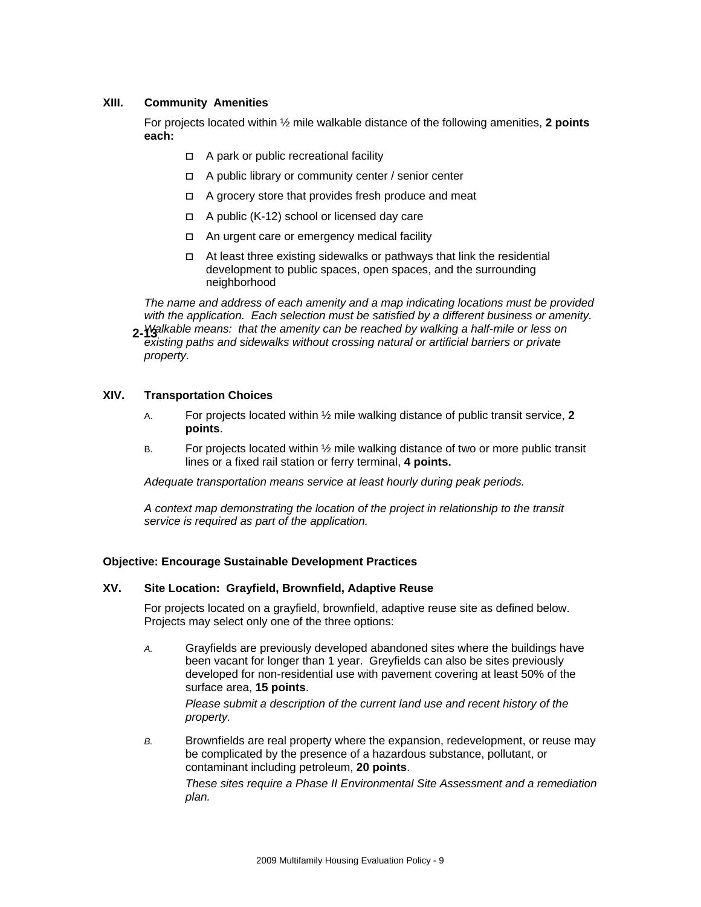### XIII. Community Amenities

For projects located within ½ mile walkable distance of the following amenities, **2 points each:**

- ☐ A park or public recreational facility
- ☐ A public library or community center / senior center
- ☐ A grocery store that provides fresh produce and meat
- ☐ A public (K-12) school or licensed day care
- ☐ An urgent care or emergency medical facility
- ☐ At least three existing sidewalks or pathways that link the residential development to public spaces, open spaces, and the surrounding neighborhood

*The name and address of each amenity and a map indicating locations must be provided with the application. Each selection must be satisfied by a different business or amenity. Walkable means: that the amenity can be reached by walking a half-mile or less on existing paths and sidewalks without crossing natural or artificial barriers or private property.*

### XIV. Transportation Choices

A. For projects located within ½ mile walking distance of public transit service, **2 points**.

B. For projects located within ½ mile walking distance of two or more public transit lines or a fixed rail station or ferry terminal, **4 points.**

*Adequate transportation means service at least hourly during peak periods.*

*A context map demonstrating the location of the project in relationship to the transit service is required as part of the application.*

**Objective: Encourage Sustainable Development Practices**

### XV. Site Location: Grayfield, Brownfield, Adaptive Reuse

For projects located on a grayfield, brownfield, adaptive reuse site as defined below. Projects may select only one of the three options:

*A.* Grayfields are previously developed abandoned sites where the buildings have been vacant for longer than 1 year. Greyfields can also be sites previously developed for non-residential use with pavement covering at least 50% of the surface area, **15 points**.

*Please submit a description of the current land use and recent history of the property.*

*B.* Brownfields are real property where the expansion, redevelopment, or reuse may be complicated by the presence of a hazardous substance, pollutant, or contaminant including petroleum, **20 points**.

*These sites require a Phase II Environmental Site Assessment and a remediation plan.*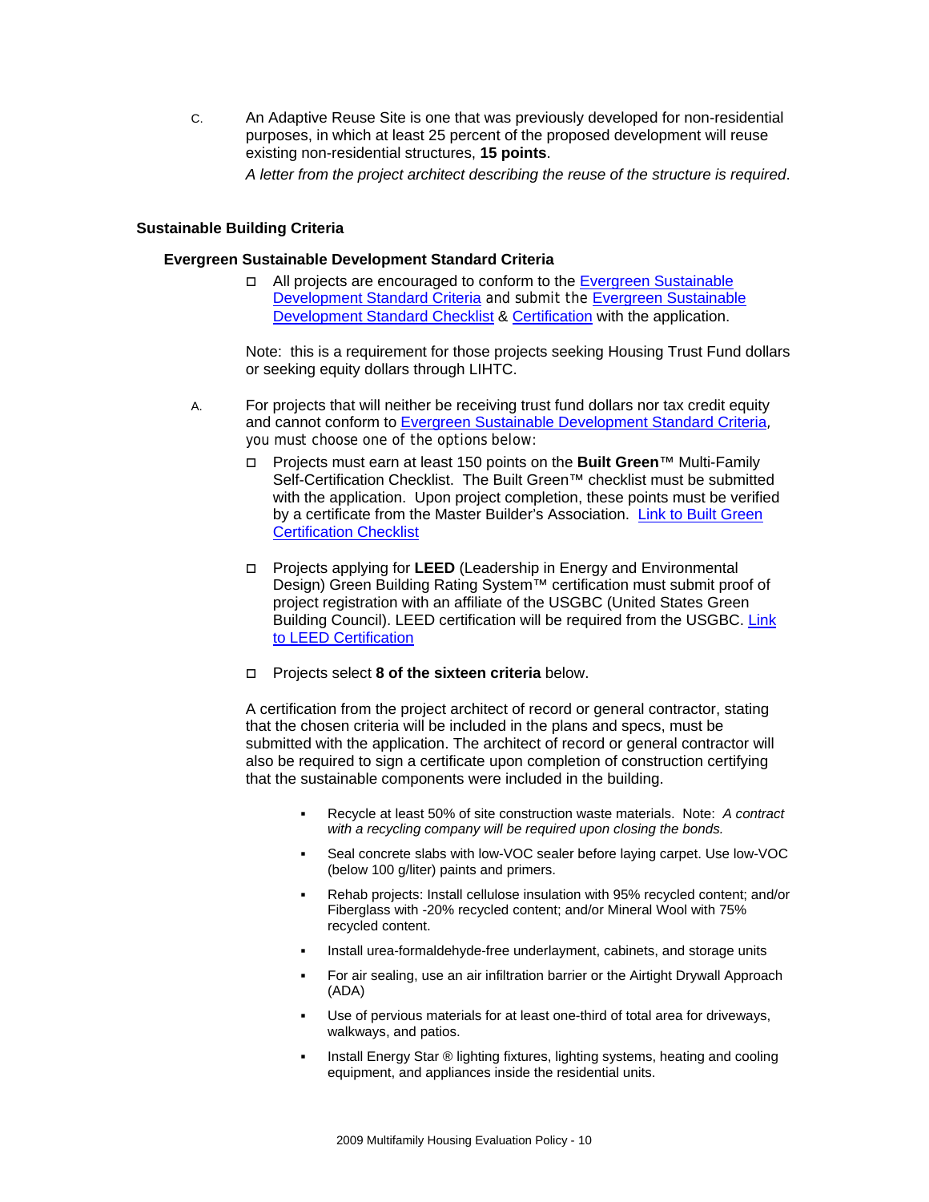C. An Adaptive Reuse Site is one that was previously developed for non-residential purposes, in which at least 25 percent of the proposed development will reuse existing non-residential structures, **15 points**.

*A letter from the project architect describing the reuse of the structure is required*.

## Sustainable Building Criteria

### Evergreen Sustainable Development Standard Criteria

- ☐ All projects are encouraged to conform to the Evergreen Sustainable Development Standard Criteria and submit the Evergreen Sustainable Development Standard Checklist & Certification with the application.

Note: this is a requirement for those projects seeking Housing Trust Fund dollars or seeking equity dollars through LIHTC.

A. For projects that will neither be receiving trust fund dollars nor tax credit equity and cannot conform to Evergreen Sustainable Development Standard Criteria, you must choose one of the options below:

- ☐ Projects must earn at least 150 points on the **Built Green**™ Multi-Family Self-Certification Checklist. The Built Green™ checklist must be submitted with the application. Upon project completion, these points must be verified by a certificate from the Master Builder's Association. Link to Built Green Certification Checklist

- ☐ Projects applying for **LEED** (Leadership in Energy and Environmental Design) Green Building Rating System™ certification must submit proof of project registration with an affiliate of the USGBC (United States Green Building Council). LEED certification will be required from the USGBC. Link to LEED Certification

- ☐ Projects select **8 of the sixteen criteria** below.

A certification from the project architect of record or general contractor, stating that the chosen criteria will be included in the plans and specs, must be submitted with the application. The architect of record or general contractor will also be required to sign a certificate upon completion of construction certifying that the sustainable components were included in the building.

- Recycle at least 50% of site construction waste materials. Note: *A contract with a recycling company will be required upon closing the bonds.*
- Seal concrete slabs with low-VOC sealer before laying carpet. Use low-VOC (below 100 g/liter) paints and primers.
- Rehab projects: Install cellulose insulation with 95% recycled content; and/or Fiberglass with -20% recycled content; and/or Mineral Wool with 75% recycled content.
- Install urea-formaldehyde-free underlayment, cabinets, and storage units
- For air sealing, use an air infiltration barrier or the Airtight Drywall Approach (ADA)
- Use of pervious materials for at least one-third of total area for driveways, walkways, and patios.
- Install Energy Star ® lighting fixtures, lighting systems, heating and cooling equipment, and appliances inside the residential units.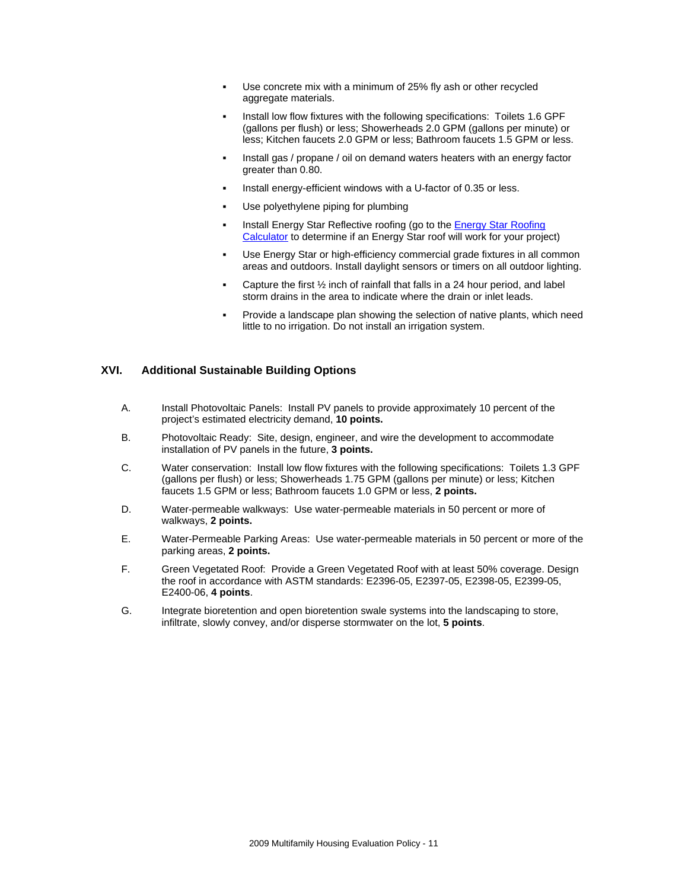- Use concrete mix with a minimum of 25% fly ash or other recycled aggregate materials.
- Install low flow fixtures with the following specifications: Toilets 1.6 GPF (gallons per flush) or less; Showerheads 2.0 GPM (gallons per minute) or less; Kitchen faucets 2.0 GPM or less; Bathroom faucets 1.5 GPM or less.
- Install gas / propane / oil on demand waters heaters with an energy factor greater than 0.80.
- Install energy-efficient windows with a U-factor of 0.35 or less.
- Use polyethylene piping for plumbing
- Install Energy Star Reflective roofing (go to the Energy Star Roofing Calculator to determine if an Energy Star roof will work for your project)
- Use Energy Star or high-efficiency commercial grade fixtures in all common areas and outdoors. Install daylight sensors or timers on all outdoor lighting.
- Capture the first ½ inch of rainfall that falls in a 24 hour period, and label storm drains in the area to indicate where the drain or inlet leads.
- Provide a landscape plan showing the selection of native plants, which need little to no irrigation. Do not install an irrigation system.

## XVI. Additional Sustainable Building Options

A. Install Photovoltaic Panels: Install PV panels to provide approximately 10 percent of the project's estimated electricity demand, **10 points.**

B. Photovoltaic Ready: Site, design, engineer, and wire the development to accommodate installation of PV panels in the future, **3 points.**

C. Water conservation: Install low flow fixtures with the following specifications: Toilets 1.3 GPF (gallons per flush) or less; Showerheads 1.75 GPM (gallons per minute) or less; Kitchen faucets 1.5 GPM or less; Bathroom faucets 1.0 GPM or less, **2 points.**

D. Water-permeable walkways: Use water-permeable materials in 50 percent or more of walkways, **2 points.**

E. Water-Permeable Parking Areas: Use water-permeable materials in 50 percent or more of the parking areas, **2 points.**

F. Green Vegetated Roof: Provide a Green Vegetated Roof with at least 50% coverage. Design the roof in accordance with ASTM standards: E2396-05, E2397-05, E2398-05, E2399-05, E2400-06, **4 points**.

G. Integrate bioretention and open bioretention swale systems into the landscaping to store, infiltrate, slowly convey, and/or disperse stormwater on the lot, **5 points**.